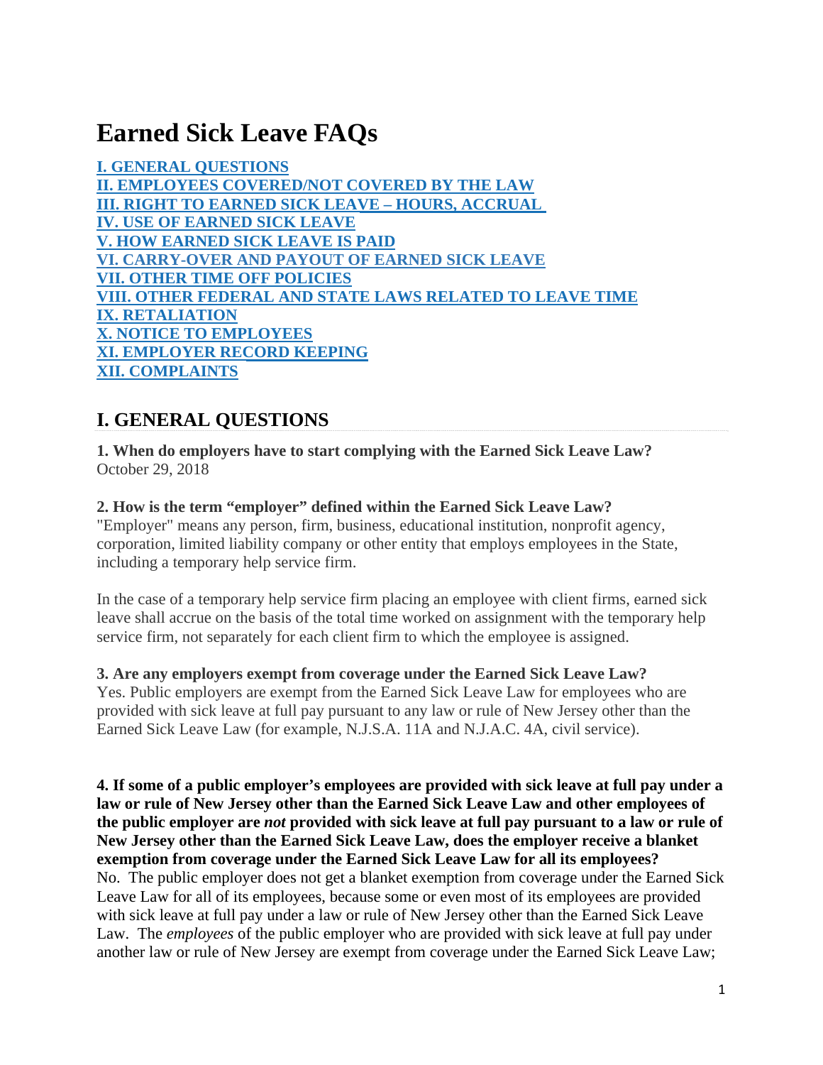# Earned Sick Leave FAQs

**I. GENERAL QUESTIONS**
**II. EMPLOYEES COVERED/NOT COVERED BY THE LAW**
**III. RIGHT TO EARNED SICK LEAVE – HOURS, ACCRUAL**
**IV. USE OF EARNED SICK LEAVE**
**V. HOW EARNED SICK LEAVE IS PAID**
**VI. CARRY-OVER AND PAYOUT OF EARNED SICK LEAVE**
**VII. OTHER TIME OFF POLICIES**
**VIII. OTHER FEDERAL AND STATE LAWS RELATED TO LEAVE TIME**
**IX. RETALIATION**
**X. NOTICE TO EMPLOYEES**
**XI. EMPLOYER RECORD KEEPING**
**XII. COMPLAINTS**

## I. GENERAL QUESTIONS

**1. When do employers have to start complying with the Earned Sick Leave Law?**
October 29, 2018

**2. How is the term "employer" defined within the Earned Sick Leave Law?**
"Employer" means any person, firm, business, educational institution, nonprofit agency, corporation, limited liability company or other entity that employs employees in the State, including a temporary help service firm.

In the case of a temporary help service firm placing an employee with client firms, earned sick leave shall accrue on the basis of the total time worked on assignment with the temporary help service firm, not separately for each client firm to which the employee is assigned.

**3. Are any employers exempt from coverage under the Earned Sick Leave Law?**
Yes. Public employers are exempt from the Earned Sick Leave Law for employees who are provided with sick leave at full pay pursuant to any law or rule of New Jersey other than the Earned Sick Leave Law (for example, N.J.S.A. 11A and N.J.A.C. 4A, civil service).

**4. If some of a public employer's employees are provided with sick leave at full pay under a law or rule of New Jersey other than the Earned Sick Leave Law and other employees of the public employer are *not* provided with sick leave at full pay pursuant to a law or rule of New Jersey other than the Earned Sick Leave Law, does the employer receive a blanket exemption from coverage under the Earned Sick Leave Law for all its employees?**
No. The public employer does not get a blanket exemption from coverage under the Earned Sick Leave Law for all of its employees, because some or even most of its employees are provided with sick leave at full pay under a law or rule of New Jersey other than the Earned Sick Leave Law. The *employees* of the public employer who are provided with sick leave at full pay under another law or rule of New Jersey are exempt from coverage under the Earned Sick Leave Law;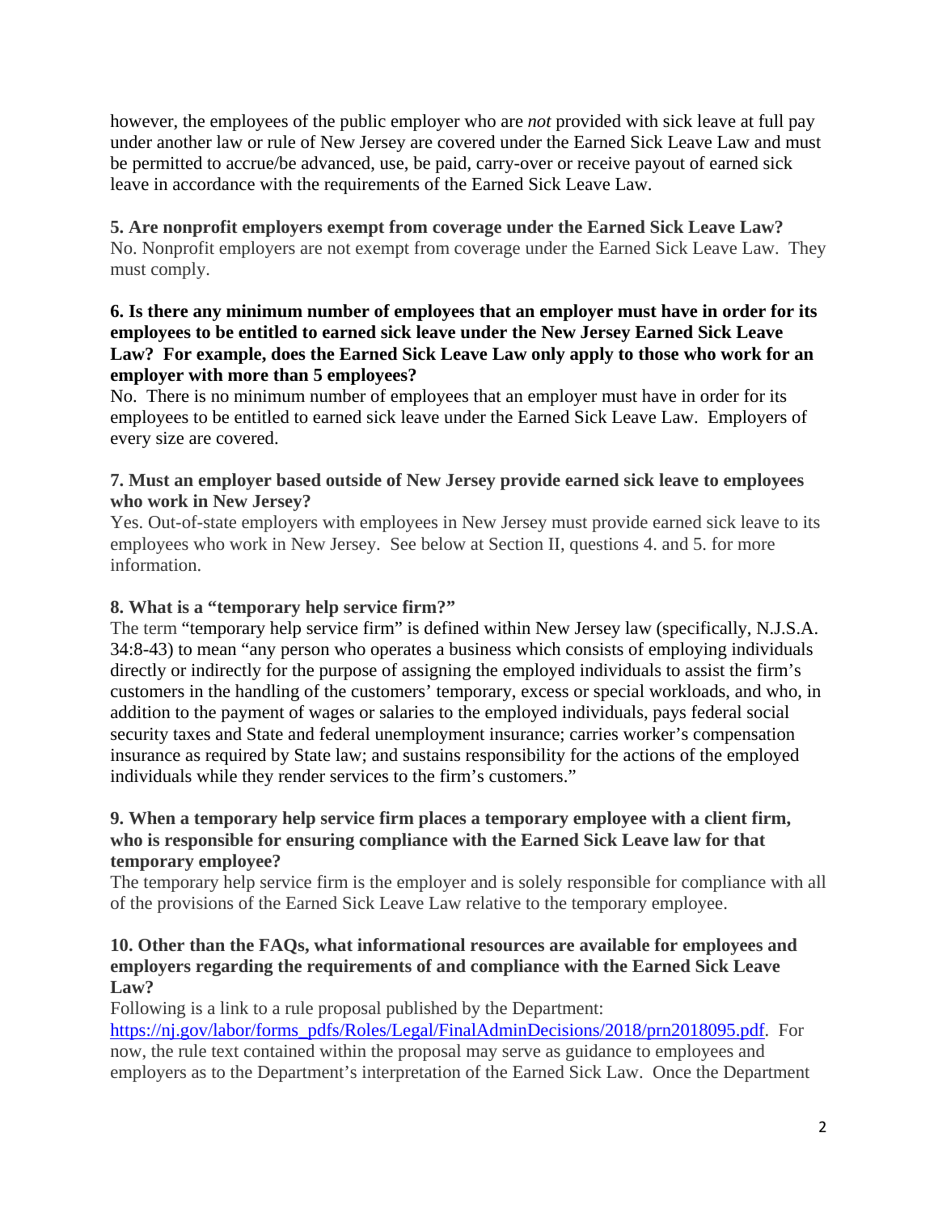however, the employees of the public employer who are *not* provided with sick leave at full pay under another law or rule of New Jersey are covered under the Earned Sick Leave Law and must be permitted to accrue/be advanced, use, be paid, carry-over or receive payout of earned sick leave in accordance with the requirements of the Earned Sick Leave Law.

**5. Are nonprofit employers exempt from coverage under the Earned Sick Leave Law?**
No. Nonprofit employers are not exempt from coverage under the Earned Sick Leave Law. They must comply.

**6. Is there any minimum number of employees that an employer must have in order for its employees to be entitled to earned sick leave under the New Jersey Earned Sick Leave Law? For example, does the Earned Sick Leave Law only apply to those who work for an employer with more than 5 employees?**
No. There is no minimum number of employees that an employer must have in order for its employees to be entitled to earned sick leave under the Earned Sick Leave Law. Employers of every size are covered.

**7. Must an employer based outside of New Jersey provide earned sick leave to employees who work in New Jersey?**
Yes. Out-of-state employers with employees in New Jersey must provide earned sick leave to its employees who work in New Jersey. See below at Section II, questions 4. and 5. for more information.

**8. What is a "temporary help service firm?"**
The term "temporary help service firm" is defined within New Jersey law (specifically, N.J.S.A. 34:8-43) to mean "any person who operates a business which consists of employing individuals directly or indirectly for the purpose of assigning the employed individuals to assist the firm's customers in the handling of the customers' temporary, excess or special workloads, and who, in addition to the payment of wages or salaries to the employed individuals, pays federal social security taxes and State and federal unemployment insurance; carries worker's compensation insurance as required by State law; and sustains responsibility for the actions of the employed individuals while they render services to the firm's customers."

**9. When a temporary help service firm places a temporary employee with a client firm, who is responsible for ensuring compliance with the Earned Sick Leave law for that temporary employee?**
The temporary help service firm is the employer and is solely responsible for compliance with all of the provisions of the Earned Sick Leave Law relative to the temporary employee.

**10. Other than the FAQs, what informational resources are available for employees and employers regarding the requirements of and compliance with the Earned Sick Leave Law?**
Following is a link to a rule proposal published by the Department: https://nj.gov/labor/forms_pdfs/Roles/Legal/FinalAdminDecisions/2018/prn2018095.pdf. For now, the rule text contained within the proposal may serve as guidance to employees and employers as to the Department's interpretation of the Earned Sick Law. Once the Department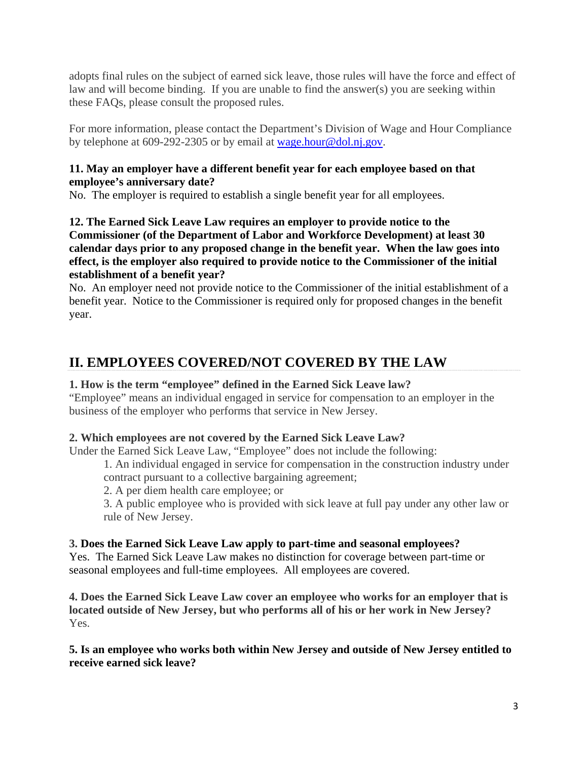adopts final rules on the subject of earned sick leave, those rules will have the force and effect of law and will become binding. If you are unable to find the answer(s) you are seeking within these FAQs, please consult the proposed rules.

For more information, please contact the Department's Division of Wage and Hour Compliance by telephone at 609-292-2305 or by email at [wage.hour@dol.nj.gov](mailto:wage.hour@dol.nj.gov).

**11. May an employer have a different benefit year for each employee based on that employee's anniversary date?**
No. The employer is required to establish a single benefit year for all employees.

**12. The Earned Sick Leave Law requires an employer to provide notice to the Commissioner (of the Department of Labor and Workforce Development) at least 30 calendar days prior to any proposed change in the benefit year. When the law goes into effect, is the employer also required to provide notice to the Commissioner of the initial establishment of a benefit year?**
No. An employer need not provide notice to the Commissioner of the initial establishment of a benefit year. Notice to the Commissioner is required only for proposed changes in the benefit year.

## II. EMPLOYEES COVERED/NOT COVERED BY THE LAW

**1. How is the term "employee" defined in the Earned Sick Leave law?**
"Employee" means an individual engaged in service for compensation to an employer in the business of the employer who performs that service in New Jersey.

**2. Which employees are not covered by the Earned Sick Leave Law?**
Under the Earned Sick Leave Law, "Employee" does not include the following:

1. An individual engaged in service for compensation in the construction industry under contract pursuant to a collective bargaining agreement;
2. A per diem health care employee; or
3. A public employee who is provided with sick leave at full pay under any other law or rule of New Jersey.

**3. Does the Earned Sick Leave Law apply to part-time and seasonal employees?**
Yes. The Earned Sick Leave Law makes no distinction for coverage between part-time or seasonal employees and full-time employees. All employees are covered.

**4. Does the Earned Sick Leave Law cover an employee who works for an employer that is located outside of New Jersey, but who performs all of his or her work in New Jersey?**
Yes.

**5. Is an employee who works both within New Jersey and outside of New Jersey entitled to receive earned sick leave?**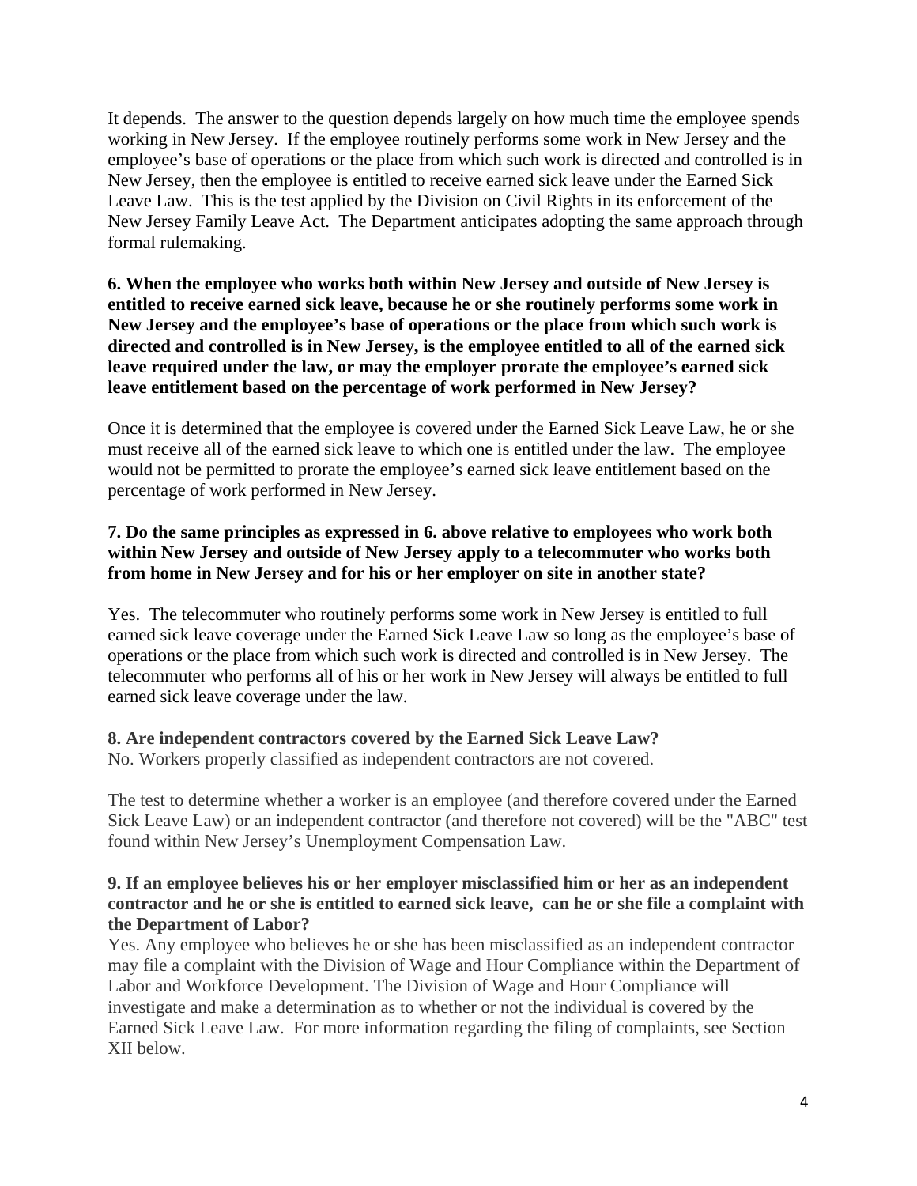It depends. The answer to the question depends largely on how much time the employee spends working in New Jersey. If the employee routinely performs some work in New Jersey and the employee's base of operations or the place from which such work is directed and controlled is in New Jersey, then the employee is entitled to receive earned sick leave under the Earned Sick Leave Law. This is the test applied by the Division on Civil Rights in its enforcement of the New Jersey Family Leave Act. The Department anticipates adopting the same approach through formal rulemaking.

**6. When the employee who works both within New Jersey and outside of New Jersey is entitled to receive earned sick leave, because he or she routinely performs some work in New Jersey and the employee's base of operations or the place from which such work is directed and controlled is in New Jersey, is the employee entitled to all of the earned sick leave required under the law, or may the employer prorate the employee's earned sick leave entitlement based on the percentage of work performed in New Jersey?**

Once it is determined that the employee is covered under the Earned Sick Leave Law, he or she must receive all of the earned sick leave to which one is entitled under the law. The employee would not be permitted to prorate the employee's earned sick leave entitlement based on the percentage of work performed in New Jersey.

**7. Do the same principles as expressed in 6. above relative to employees who work both within New Jersey and outside of New Jersey apply to a telecommuter who works both from home in New Jersey and for his or her employer on site in another state?**

Yes. The telecommuter who routinely performs some work in New Jersey is entitled to full earned sick leave coverage under the Earned Sick Leave Law so long as the employee's base of operations or the place from which such work is directed and controlled is in New Jersey. The telecommuter who performs all of his or her work in New Jersey will always be entitled to full earned sick leave coverage under the law.

**8. Are independent contractors covered by the Earned Sick Leave Law?**

No. Workers properly classified as independent contractors are not covered.

The test to determine whether a worker is an employee (and therefore covered under the Earned Sick Leave Law) or an independent contractor (and therefore not covered) will be the "ABC" test found within New Jersey's Unemployment Compensation Law.

**9. If an employee believes his or her employer misclassified him or her as an independent contractor and he or she is entitled to earned sick leave, can he or she file a complaint with the Department of Labor?**

Yes. Any employee who believes he or she has been misclassified as an independent contractor may file a complaint with the Division of Wage and Hour Compliance within the Department of Labor and Workforce Development. The Division of Wage and Hour Compliance will investigate and make a determination as to whether or not the individual is covered by the Earned Sick Leave Law. For more information regarding the filing of complaints, see Section XII below.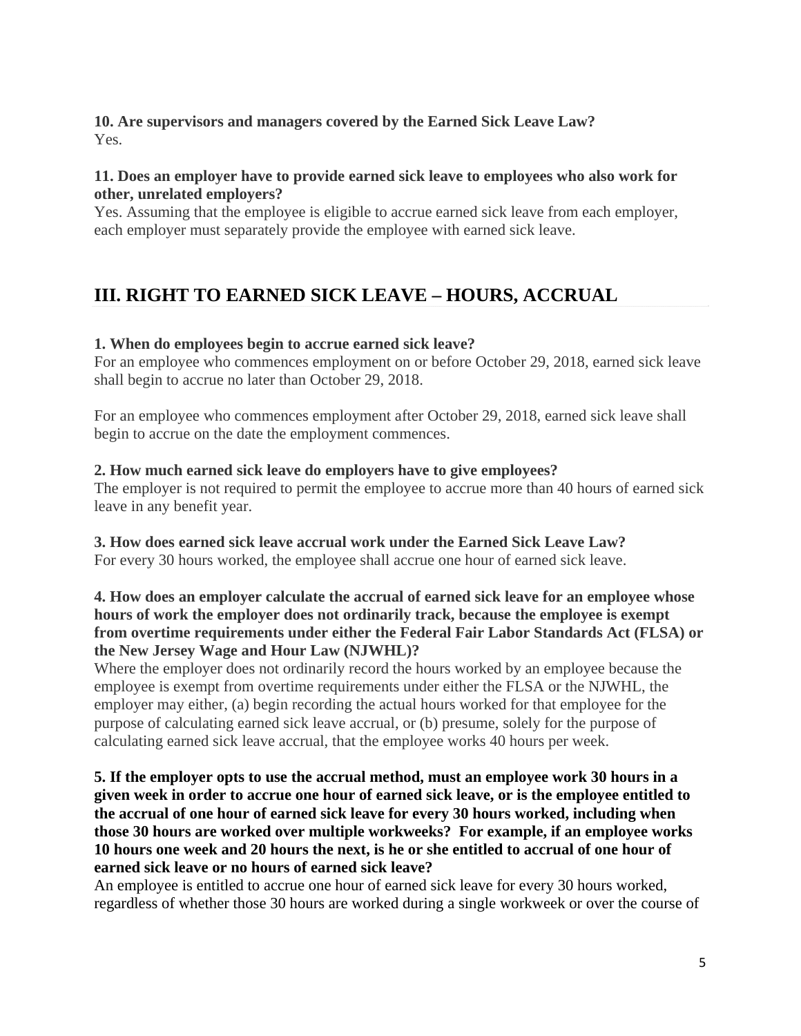**10. Are supervisors and managers covered by the Earned Sick Leave Law?**
Yes.

**11. Does an employer have to provide earned sick leave to employees who also work for other, unrelated employers?**
Yes. Assuming that the employee is eligible to accrue earned sick leave from each employer, each employer must separately provide the employee with earned sick leave.

## III. RIGHT TO EARNED SICK LEAVE – HOURS, ACCRUAL

**1. When do employees begin to accrue earned sick leave?**
For an employee who commences employment on or before October 29, 2018, earned sick leave shall begin to accrue no later than October 29, 2018.

For an employee who commences employment after October 29, 2018, earned sick leave shall begin to accrue on the date the employment commences.

**2. How much earned sick leave do employers have to give employees?**
The employer is not required to permit the employee to accrue more than 40 hours of earned sick leave in any benefit year.

**3. How does earned sick leave accrual work under the Earned Sick Leave Law?**
For every 30 hours worked, the employee shall accrue one hour of earned sick leave.

**4. How does an employer calculate the accrual of earned sick leave for an employee whose hours of work the employer does not ordinarily track, because the employee is exempt from overtime requirements under either the Federal Fair Labor Standards Act (FLSA) or the New Jersey Wage and Hour Law (NJWHL)?**
Where the employer does not ordinarily record the hours worked by an employee because the employee is exempt from overtime requirements under either the FLSA or the NJWHL, the employer may either, (a) begin recording the actual hours worked for that employee for the purpose of calculating earned sick leave accrual, or (b) presume, solely for the purpose of calculating earned sick leave accrual, that the employee works 40 hours per week.

**5. If the employer opts to use the accrual method, must an employee work 30 hours in a given week in order to accrue one hour of earned sick leave, or is the employee entitled to the accrual of one hour of earned sick leave for every 30 hours worked, including when those 30 hours are worked over multiple workweeks? For example, if an employee works 10 hours one week and 20 hours the next, is he or she entitled to accrual of one hour of earned sick leave or no hours of earned sick leave?**
An employee is entitled to accrue one hour of earned sick leave for every 30 hours worked, regardless of whether those 30 hours are worked during a single workweek or over the course of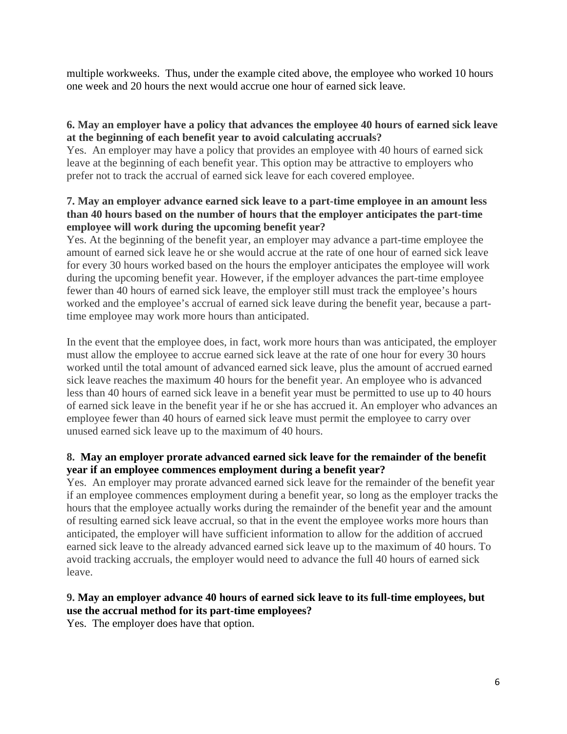multiple workweeks. Thus, under the example cited above, the employee who worked 10 hours one week and 20 hours the next would accrue one hour of earned sick leave.

**6. May an employer have a policy that advances the employee 40 hours of earned sick leave at the beginning of each benefit year to avoid calculating accruals?**

Yes. An employer may have a policy that provides an employee with 40 hours of earned sick leave at the beginning of each benefit year. This option may be attractive to employers who prefer not to track the accrual of earned sick leave for each covered employee.

**7. May an employer advance earned sick leave to a part-time employee in an amount less than 40 hours based on the number of hours that the employer anticipates the part-time employee will work during the upcoming benefit year?**

Yes. At the beginning of the benefit year, an employer may advance a part-time employee the amount of earned sick leave he or she would accrue at the rate of one hour of earned sick leave for every 30 hours worked based on the hours the employer anticipates the employee will work during the upcoming benefit year. However, if the employer advances the part-time employee fewer than 40 hours of earned sick leave, the employer still must track the employee's hours worked and the employee's accrual of earned sick leave during the benefit year, because a part-time employee may work more hours than anticipated.

In the event that the employee does, in fact, work more hours than was anticipated, the employer must allow the employee to accrue earned sick leave at the rate of one hour for every 30 hours worked until the total amount of advanced earned sick leave, plus the amount of accrued earned sick leave reaches the maximum 40 hours for the benefit year. An employee who is advanced less than 40 hours of earned sick leave in a benefit year must be permitted to use up to 40 hours of earned sick leave in the benefit year if he or she has accrued it. An employer who advances an employee fewer than 40 hours of earned sick leave must permit the employee to carry over unused earned sick leave up to the maximum of 40 hours.

**8. May an employer prorate advanced earned sick leave for the remainder of the benefit year if an employee commences employment during a benefit year?**

Yes. An employer may prorate advanced earned sick leave for the remainder of the benefit year if an employee commences employment during a benefit year, so long as the employer tracks the hours that the employee actually works during the remainder of the benefit year and the amount of resulting earned sick leave accrual, so that in the event the employee works more hours than anticipated, the employer will have sufficient information to allow for the addition of accrued earned sick leave to the already advanced earned sick leave up to the maximum of 40 hours. To avoid tracking accruals, the employer would need to advance the full 40 hours of earned sick leave.

**9. May an employer advance 40 hours of earned sick leave to its full-time employees, but use the accrual method for its part-time employees?**

Yes. The employer does have that option.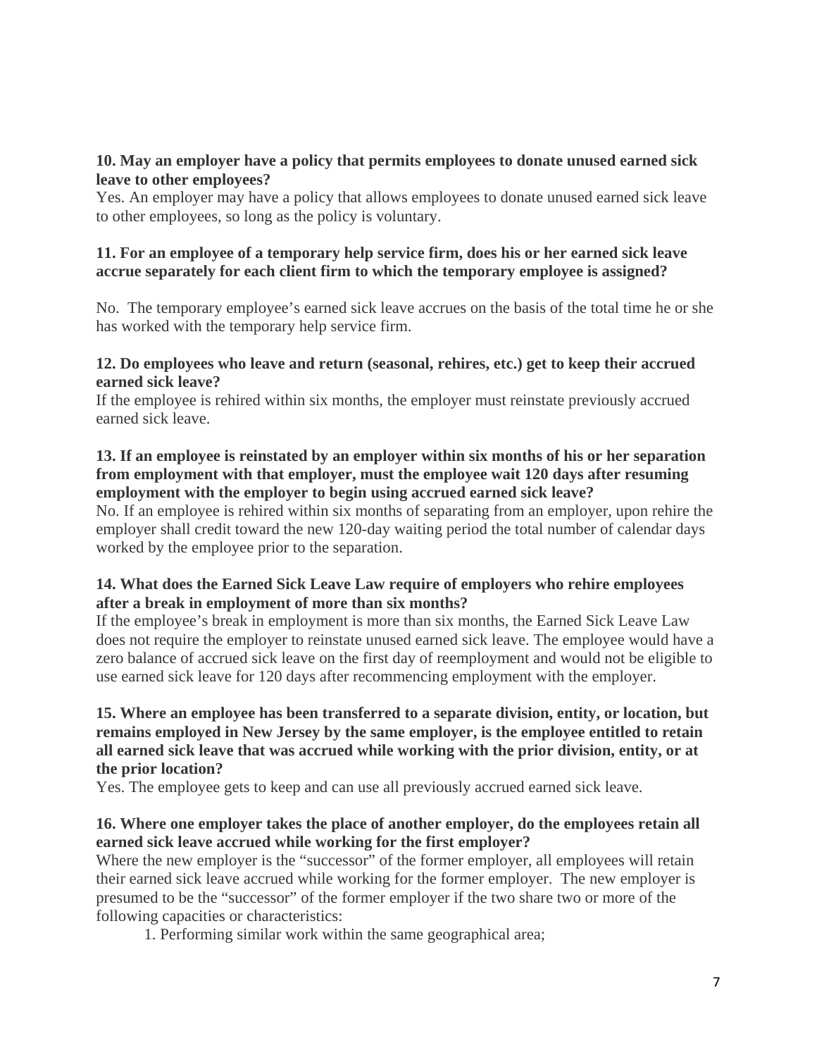**10. May an employer have a policy that permits employees to donate unused earned sick leave to other employees?**

Yes. An employer may have a policy that allows employees to donate unused earned sick leave to other employees, so long as the policy is voluntary.

**11. For an employee of a temporary help service firm, does his or her earned sick leave accrue separately for each client firm to which the temporary employee is assigned?**

No. The temporary employee's earned sick leave accrues on the basis of the total time he or she has worked with the temporary help service firm.

**12. Do employees who leave and return (seasonal, rehires, etc.) get to keep their accrued earned sick leave?**

If the employee is rehired within six months, the employer must reinstate previously accrued earned sick leave.

**13. If an employee is reinstated by an employer within six months of his or her separation from employment with that employer, must the employee wait 120 days after resuming employment with the employer to begin using accrued earned sick leave?**

No. If an employee is rehired within six months of separating from an employer, upon rehire the employer shall credit toward the new 120-day waiting period the total number of calendar days worked by the employee prior to the separation.

**14. What does the Earned Sick Leave Law require of employers who rehire employees after a break in employment of more than six months?**

If the employee's break in employment is more than six months, the Earned Sick Leave Law does not require the employer to reinstate unused earned sick leave. The employee would have a zero balance of accrued sick leave on the first day of reemployment and would not be eligible to use earned sick leave for 120 days after recommencing employment with the employer.

**15. Where an employee has been transferred to a separate division, entity, or location, but remains employed in New Jersey by the same employer, is the employee entitled to retain all earned sick leave that was accrued while working with the prior division, entity, or at the prior location?**

Yes. The employee gets to keep and can use all previously accrued earned sick leave.

**16. Where one employer takes the place of another employer, do the employees retain all earned sick leave accrued while working for the first employer?**

Where the new employer is the "successor" of the former employer, all employees will retain their earned sick leave accrued while working for the former employer. The new employer is presumed to be the "successor" of the former employer if the two share two or more of the following capacities or characteristics:

1. Performing similar work within the same geographical area;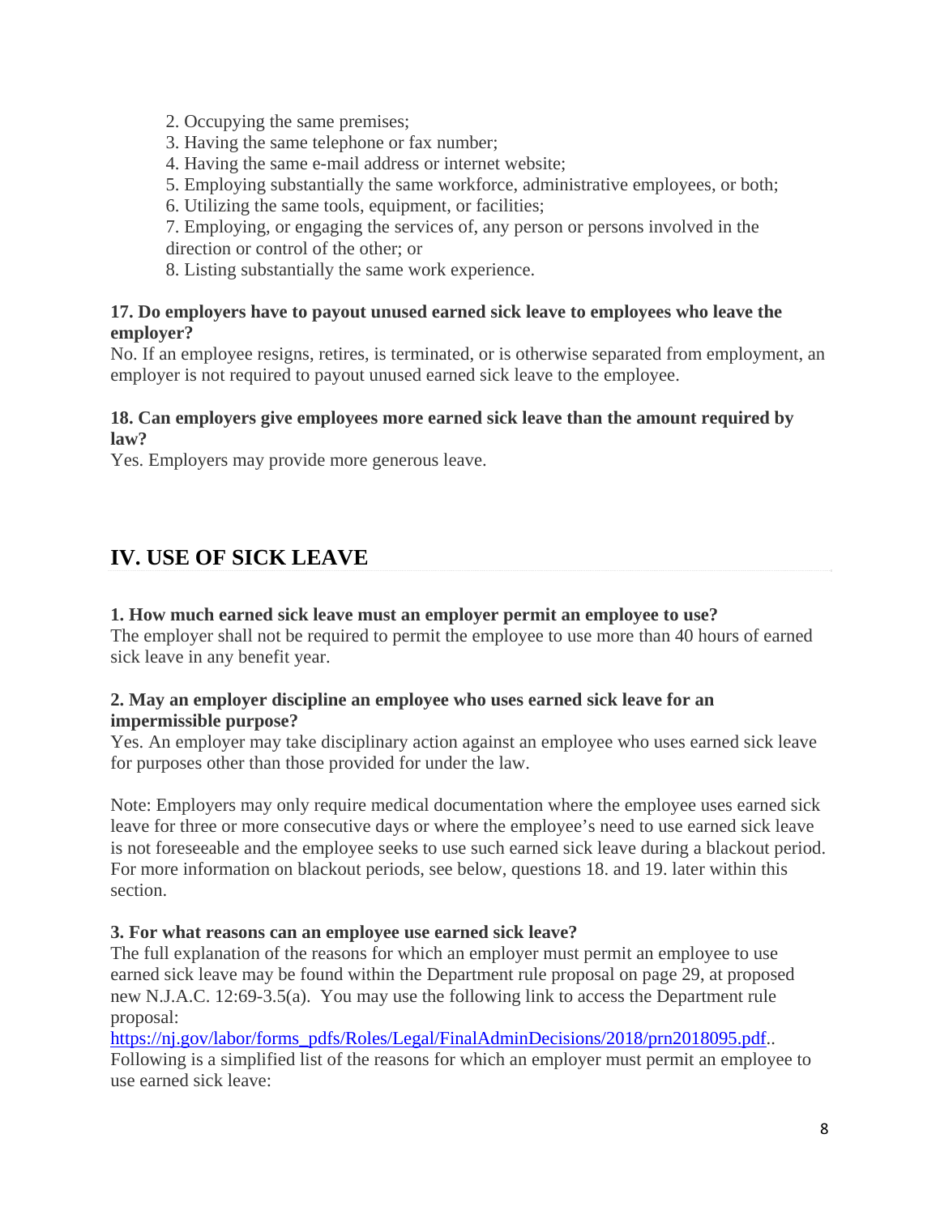2. Occupying the same premises;
3. Having the same telephone or fax number;
4. Having the same e-mail address or internet website;
5. Employing substantially the same workforce, administrative employees, or both;
6. Utilizing the same tools, equipment, or facilities;
7. Employing, or engaging the services of, any person or persons involved in the direction or control of the other; or
8. Listing substantially the same work experience.

**17. Do employers have to payout unused earned sick leave to employees who leave the employer?**
No. If an employee resigns, retires, is terminated, or is otherwise separated from employment, an employer is not required to payout unused earned sick leave to the employee.

**18. Can employers give employees more earned sick leave than the amount required by law?**
Yes. Employers may provide more generous leave.

## IV. USE OF SICK LEAVE

**1. How much earned sick leave must an employer permit an employee to use?**
The employer shall not be required to permit the employee to use more than 40 hours of earned sick leave in any benefit year.

**2. May an employer discipline an employee who uses earned sick leave for an impermissible purpose?**
Yes. An employer may take disciplinary action against an employee who uses earned sick leave for purposes other than those provided for under the law.

Note: Employers may only require medical documentation where the employee uses earned sick leave for three or more consecutive days or where the employee's need to use earned sick leave is not foreseeable and the employee seeks to use such earned sick leave during a blackout period. For more information on blackout periods, see below, questions 18. and 19. later within this section.

**3. For what reasons can an employee use earned sick leave?**
The full explanation of the reasons for which an employer must permit an employee to use earned sick leave may be found within the Department rule proposal on page 29, at proposed new N.J.A.C. 12:69-3.5(a). You may use the following link to access the Department rule proposal:
https://nj.gov/labor/forms_pdfs/Roles/Legal/FinalAdminDecisions/2018/prn2018095.pdf..
Following is a simplified list of the reasons for which an employer must permit an employee to use earned sick leave: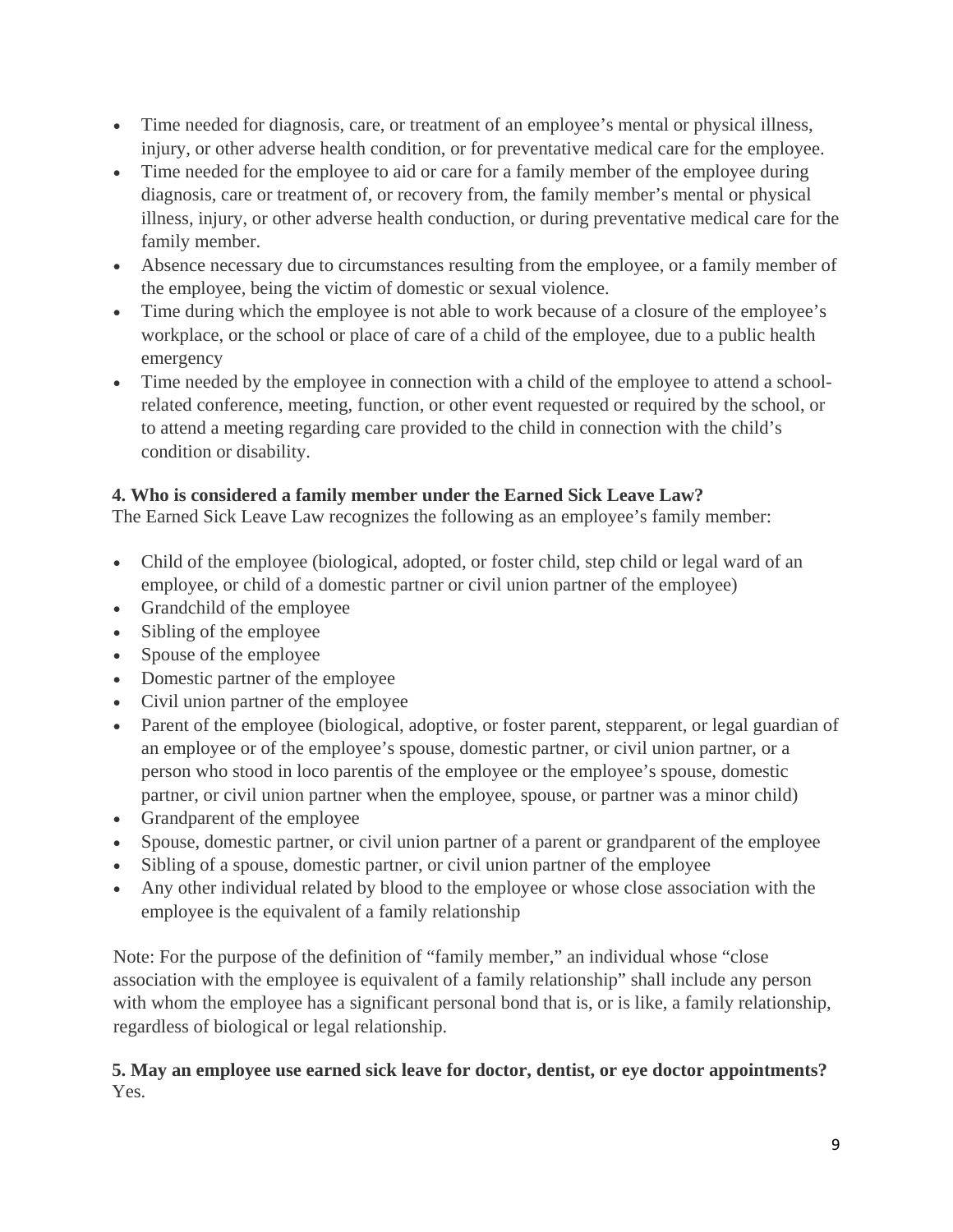- Time needed for diagnosis, care, or treatment of an employee's mental or physical illness, injury, or other adverse health condition, or for preventative medical care for the employee.
- Time needed for the employee to aid or care for a family member of the employee during diagnosis, care or treatment of, or recovery from, the family member's mental or physical illness, injury, or other adverse health conduction, or during preventative medical care for the family member.
- Absence necessary due to circumstances resulting from the employee, or a family member of the employee, being the victim of domestic or sexual violence.
- Time during which the employee is not able to work because of a closure of the employee's workplace, or the school or place of care of a child of the employee, due to a public health emergency
- Time needed by the employee in connection with a child of the employee to attend a school-related conference, meeting, function, or other event requested or required by the school, or to attend a meeting regarding care provided to the child in connection with the child's condition or disability.

**4. Who is considered a family member under the Earned Sick Leave Law?**
The Earned Sick Leave Law recognizes the following as an employee's family member:

- Child of the employee (biological, adopted, or foster child, step child or legal ward of an employee, or child of a domestic partner or civil union partner of the employee)
- Grandchild of the employee
- Sibling of the employee
- Spouse of the employee
- Domestic partner of the employee
- Civil union partner of the employee
- Parent of the employee (biological, adoptive, or foster parent, stepparent, or legal guardian of an employee or of the employee's spouse, domestic partner, or civil union partner, or a person who stood in loco parentis of the employee or the employee's spouse, domestic partner, or civil union partner when the employee, spouse, or partner was a minor child)
- Grandparent of the employee
- Spouse, domestic partner, or civil union partner of a parent or grandparent of the employee
- Sibling of a spouse, domestic partner, or civil union partner of the employee
- Any other individual related by blood to the employee or whose close association with the employee is the equivalent of a family relationship

Note: For the purpose of the definition of "family member," an individual whose "close association with the employee is equivalent of a family relationship" shall include any person with whom the employee has a significant personal bond that is, or is like, a family relationship, regardless of biological or legal relationship.

**5. May an employee use earned sick leave for doctor, dentist, or eye doctor appointments?**
Yes.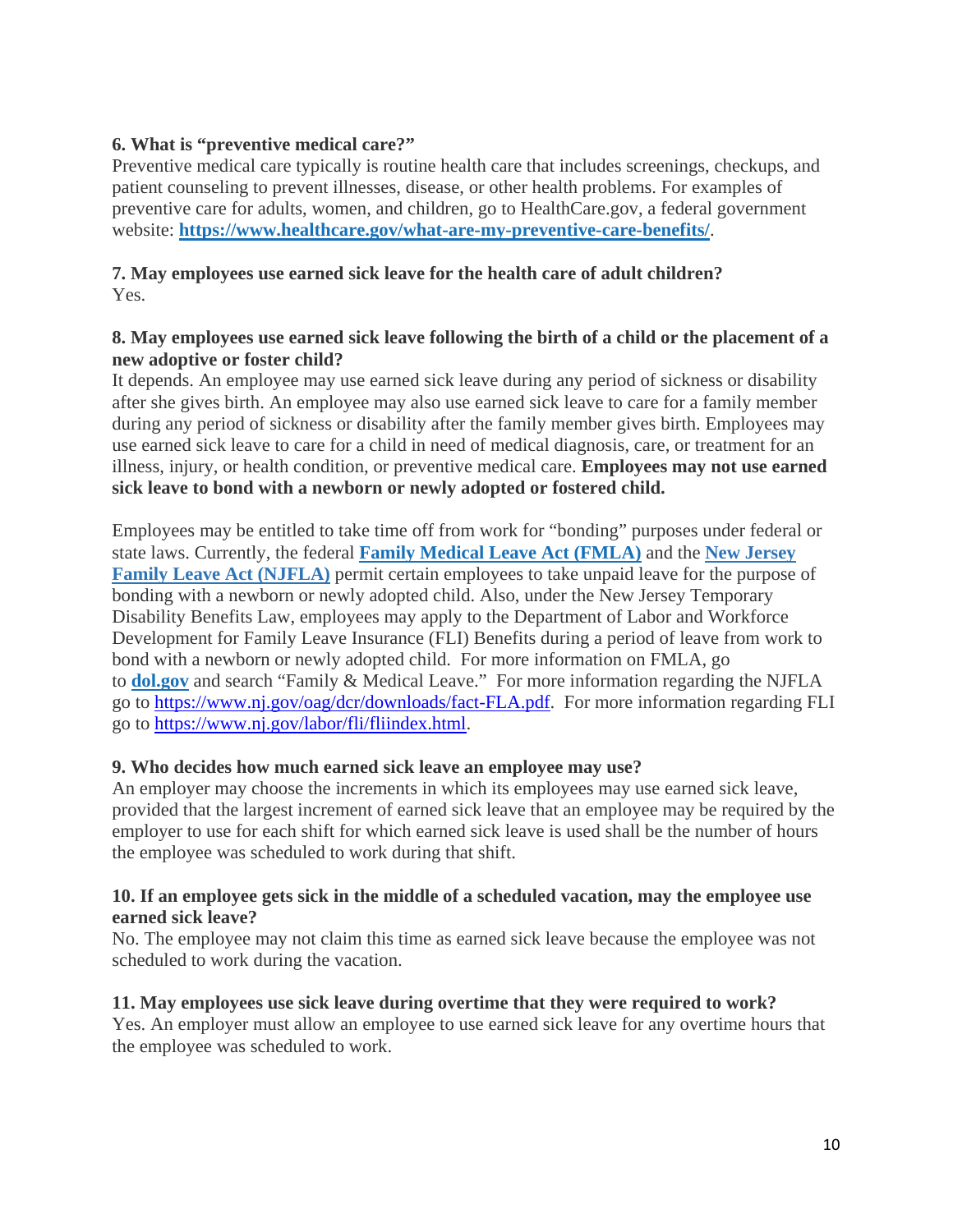**6. What is "preventive medical care?"**

Preventive medical care typically is routine health care that includes screenings, checkups, and patient counseling to prevent illnesses, disease, or other health problems. For examples of preventive care for adults, women, and children, go to HealthCare.gov, a federal government website: **https://www.healthcare.gov/what-are-my-preventive-care-benefits/**.

**7. May employees use earned sick leave for the health care of adult children?**

Yes.

**8. May employees use earned sick leave following the birth of a child or the placement of a new adoptive or foster child?**

It depends. An employee may use earned sick leave during any period of sickness or disability after she gives birth. An employee may also use earned sick leave to care for a family member during any period of sickness or disability after the family member gives birth. Employees may use earned sick leave to care for a child in need of medical diagnosis, care, or treatment for an illness, injury, or health condition, or preventive medical care. **Employees may not use earned sick leave to bond with a newborn or newly adopted or fostered child.**

Employees may be entitled to take time off from work for "bonding" purposes under federal or state laws. Currently, the federal **Family Medical Leave Act (FMLA)** and the **New Jersey Family Leave Act (NJFLA)** permit certain employees to take unpaid leave for the purpose of bonding with a newborn or newly adopted child. Also, under the New Jersey Temporary Disability Benefits Law, employees may apply to the Department of Labor and Workforce Development for Family Leave Insurance (FLI) Benefits during a period of leave from work to bond with a newborn or newly adopted child. For more information on FMLA, go to **dol.gov** and search "Family & Medical Leave." For more information regarding the NJFLA go to https://www.nj.gov/oag/dcr/downloads/fact-FLA.pdf. For more information regarding FLI go to https://www.nj.gov/labor/fli/fliindex.html.

**9. Who decides how much earned sick leave an employee may use?**

An employer may choose the increments in which its employees may use earned sick leave, provided that the largest increment of earned sick leave that an employee may be required by the employer to use for each shift for which earned sick leave is used shall be the number of hours the employee was scheduled to work during that shift.

**10. If an employee gets sick in the middle of a scheduled vacation, may the employee use earned sick leave?**

No. The employee may not claim this time as earned sick leave because the employee was not scheduled to work during the vacation.

**11. May employees use sick leave during overtime that they were required to work?**

Yes. An employer must allow an employee to use earned sick leave for any overtime hours that the employee was scheduled to work.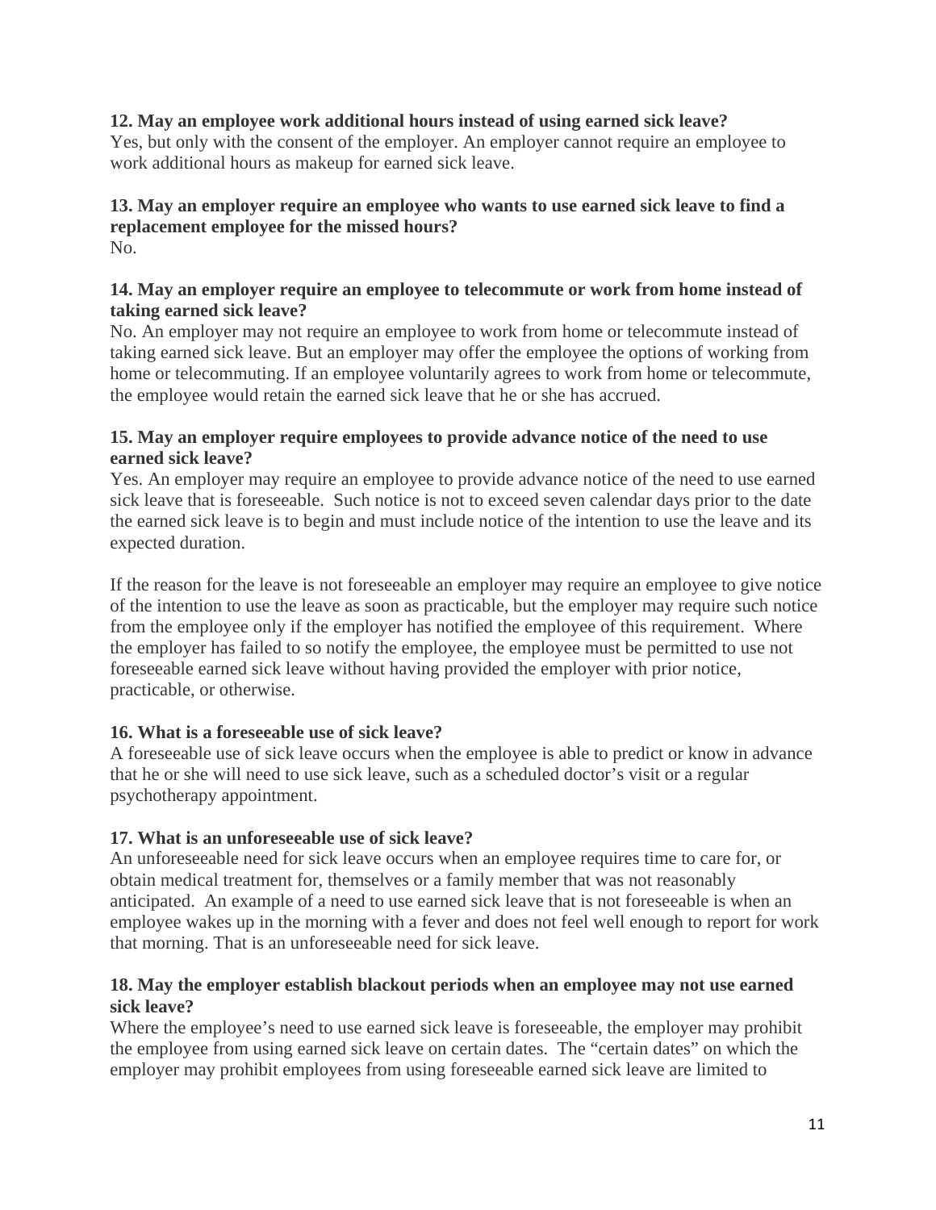**12. May an employee work additional hours instead of using earned sick leave?**
Yes, but only with the consent of the employer. An employer cannot require an employee to work additional hours as makeup for earned sick leave.

**13. May an employer require an employee who wants to use earned sick leave to find a replacement employee for the missed hours?**
No.

**14. May an employer require an employee to telecommute or work from home instead of taking earned sick leave?**
No. An employer may not require an employee to work from home or telecommute instead of taking earned sick leave. But an employer may offer the employee the options of working from home or telecommuting. If an employee voluntarily agrees to work from home or telecommute, the employee would retain the earned sick leave that he or she has accrued.

**15. May an employer require employees to provide advance notice of the need to use earned sick leave?**
Yes. An employer may require an employee to provide advance notice of the need to use earned sick leave that is foreseeable. Such notice is not to exceed seven calendar days prior to the date the earned sick leave is to begin and must include notice of the intention to use the leave and its expected duration.

If the reason for the leave is not foreseeable an employer may require an employee to give notice of the intention to use the leave as soon as practicable, but the employer may require such notice from the employee only if the employer has notified the employee of this requirement. Where the employer has failed to so notify the employee, the employee must be permitted to use not foreseeable earned sick leave without having provided the employer with prior notice, practicable, or otherwise.

**16. What is a foreseeable use of sick leave?**
A foreseeable use of sick leave occurs when the employee is able to predict or know in advance that he or she will need to use sick leave, such as a scheduled doctor's visit or a regular psychotherapy appointment.

**17. What is an unforeseeable use of sick leave?**
An unforeseeable need for sick leave occurs when an employee requires time to care for, or obtain medical treatment for, themselves or a family member that was not reasonably anticipated. An example of a need to use earned sick leave that is not foreseeable is when an employee wakes up in the morning with a fever and does not feel well enough to report for work that morning. That is an unforeseeable need for sick leave.

**18. May the employer establish blackout periods when an employee may not use earned sick leave?**
Where the employee's need to use earned sick leave is foreseeable, the employer may prohibit the employee from using earned sick leave on certain dates. The "certain dates" on which the employer may prohibit employees from using foreseeable earned sick leave are limited to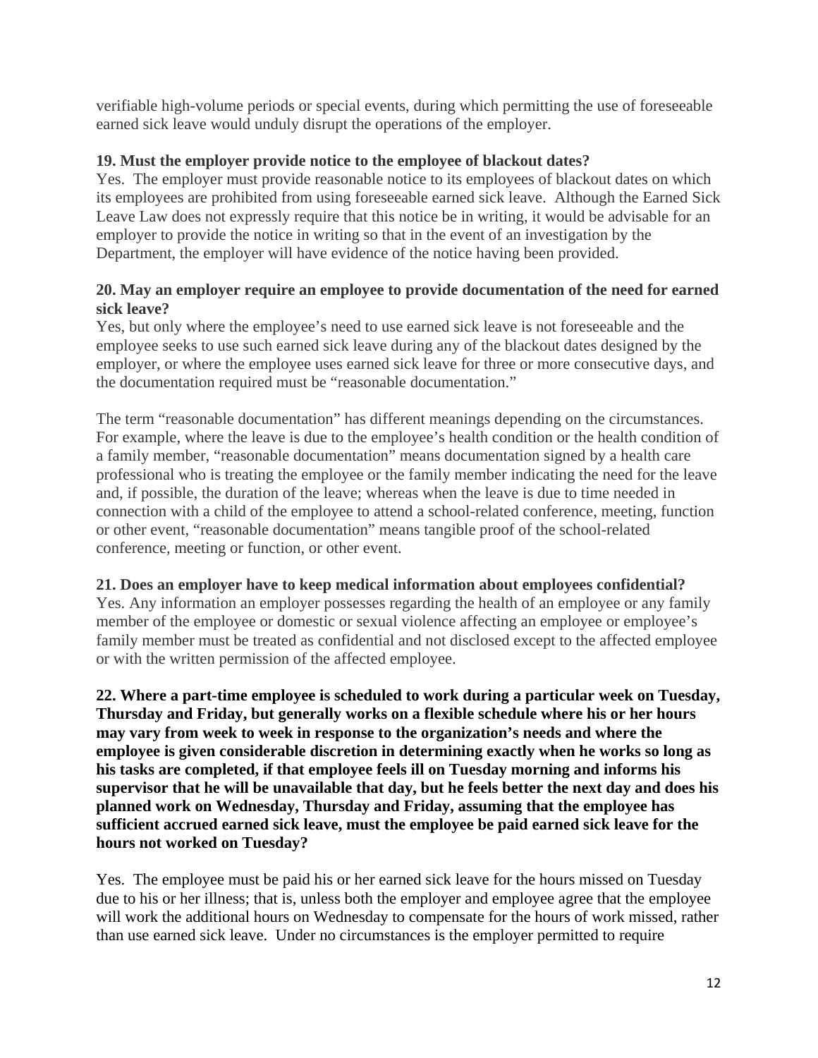verifiable high-volume periods or special events, during which permitting the use of foreseeable earned sick leave would unduly disrupt the operations of the employer.

**19. Must the employer provide notice to the employee of blackout dates?**

Yes. The employer must provide reasonable notice to its employees of blackout dates on which its employees are prohibited from using foreseeable earned sick leave. Although the Earned Sick Leave Law does not expressly require that this notice be in writing, it would be advisable for an employer to provide the notice in writing so that in the event of an investigation by the Department, the employer will have evidence of the notice having been provided.

**20. May an employer require an employee to provide documentation of the need for earned sick leave?**

Yes, but only where the employee's need to use earned sick leave is not foreseeable and the employee seeks to use such earned sick leave during any of the blackout dates designed by the employer, or where the employee uses earned sick leave for three or more consecutive days, and the documentation required must be "reasonable documentation."

The term "reasonable documentation" has different meanings depending on the circumstances. For example, where the leave is due to the employee's health condition or the health condition of a family member, "reasonable documentation" means documentation signed by a health care professional who is treating the employee or the family member indicating the need for the leave and, if possible, the duration of the leave; whereas when the leave is due to time needed in connection with a child of the employee to attend a school-related conference, meeting, function or other event, "reasonable documentation" means tangible proof of the school-related conference, meeting or function, or other event.

**21. Does an employer have to keep medical information about employees confidential?**

Yes. Any information an employer possesses regarding the health of an employee or any family member of the employee or domestic or sexual violence affecting an employee or employee's family member must be treated as confidential and not disclosed except to the affected employee or with the written permission of the affected employee.

**22. Where a part-time employee is scheduled to work during a particular week on Tuesday, Thursday and Friday, but generally works on a flexible schedule where his or her hours may vary from week to week in response to the organization's needs and where the employee is given considerable discretion in determining exactly when he works so long as his tasks are completed, if that employee feels ill on Tuesday morning and informs his supervisor that he will be unavailable that day, but he feels better the next day and does his planned work on Wednesday, Thursday and Friday, assuming that the employee has sufficient accrued earned sick leave, must the employee be paid earned sick leave for the hours not worked on Tuesday?**

Yes. The employee must be paid his or her earned sick leave for the hours missed on Tuesday due to his or her illness; that is, unless both the employer and employee agree that the employee will work the additional hours on Wednesday to compensate for the hours of work missed, rather than use earned sick leave. Under no circumstances is the employer permitted to require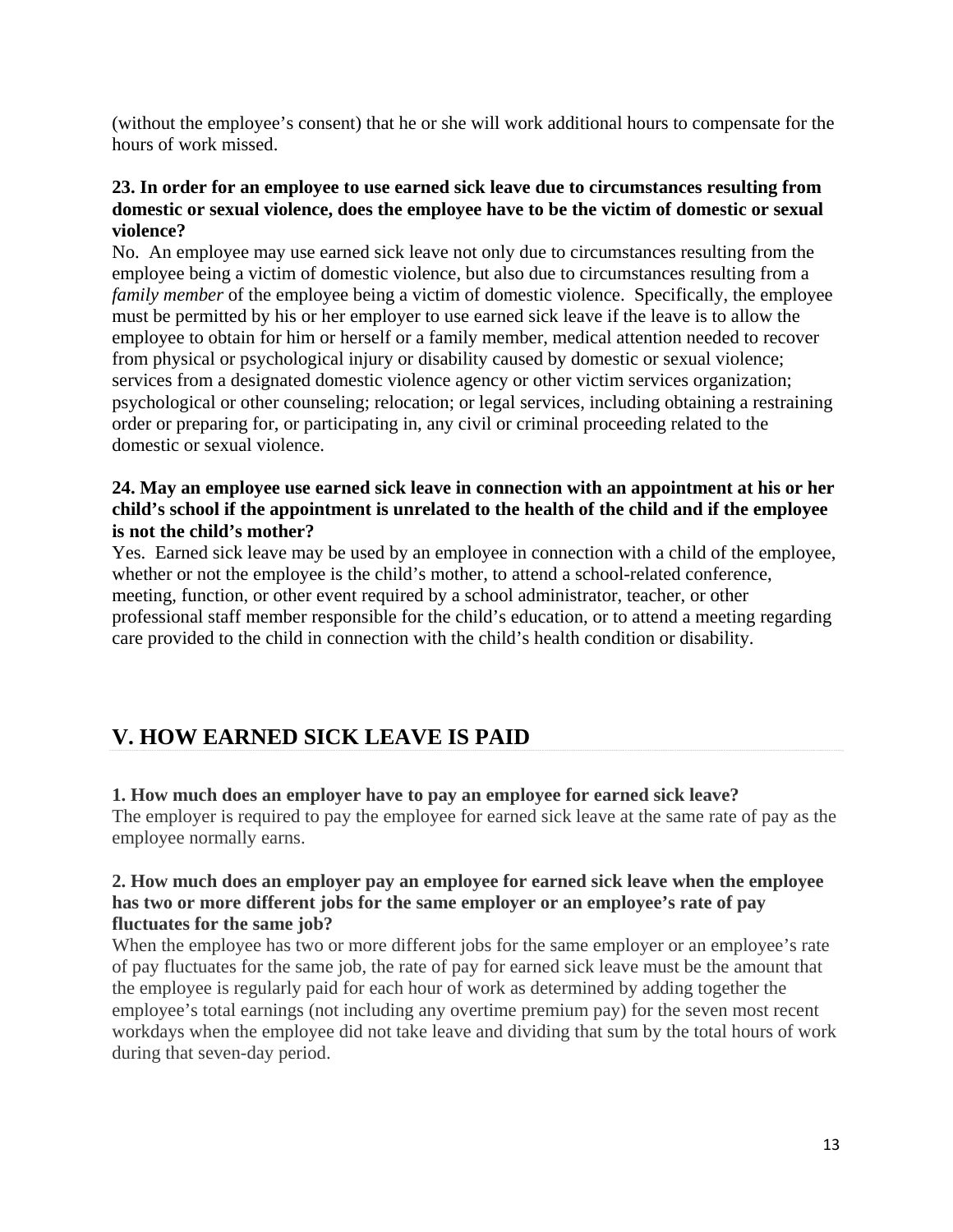(without the employee's consent) that he or she will work additional hours to compensate for the hours of work missed.

**23. In order for an employee to use earned sick leave due to circumstances resulting from domestic or sexual violence, does the employee have to be the victim of domestic or sexual violence?**

No. An employee may use earned sick leave not only due to circumstances resulting from the employee being a victim of domestic violence, but also due to circumstances resulting from a *family member* of the employee being a victim of domestic violence. Specifically, the employee must be permitted by his or her employer to use earned sick leave if the leave is to allow the employee to obtain for him or herself or a family member, medical attention needed to recover from physical or psychological injury or disability caused by domestic or sexual violence; services from a designated domestic violence agency or other victim services organization; psychological or other counseling; relocation; or legal services, including obtaining a restraining order or preparing for, or participating in, any civil or criminal proceeding related to the domestic or sexual violence.

**24. May an employee use earned sick leave in connection with an appointment at his or her child's school if the appointment is unrelated to the health of the child and if the employee is not the child's mother?**

Yes. Earned sick leave may be used by an employee in connection with a child of the employee, whether or not the employee is the child's mother, to attend a school-related conference, meeting, function, or other event required by a school administrator, teacher, or other professional staff member responsible for the child's education, or to attend a meeting regarding care provided to the child in connection with the child's health condition or disability.

## V. HOW EARNED SICK LEAVE IS PAID

**1. How much does an employer have to pay an employee for earned sick leave?**

The employer is required to pay the employee for earned sick leave at the same rate of pay as the employee normally earns.

**2. How much does an employer pay an employee for earned sick leave when the employee has two or more different jobs for the same employer or an employee's rate of pay fluctuates for the same job?**

When the employee has two or more different jobs for the same employer or an employee's rate of pay fluctuates for the same job, the rate of pay for earned sick leave must be the amount that the employee is regularly paid for each hour of work as determined by adding together the employee's total earnings (not including any overtime premium pay) for the seven most recent workdays when the employee did not take leave and dividing that sum by the total hours of work during that seven-day period.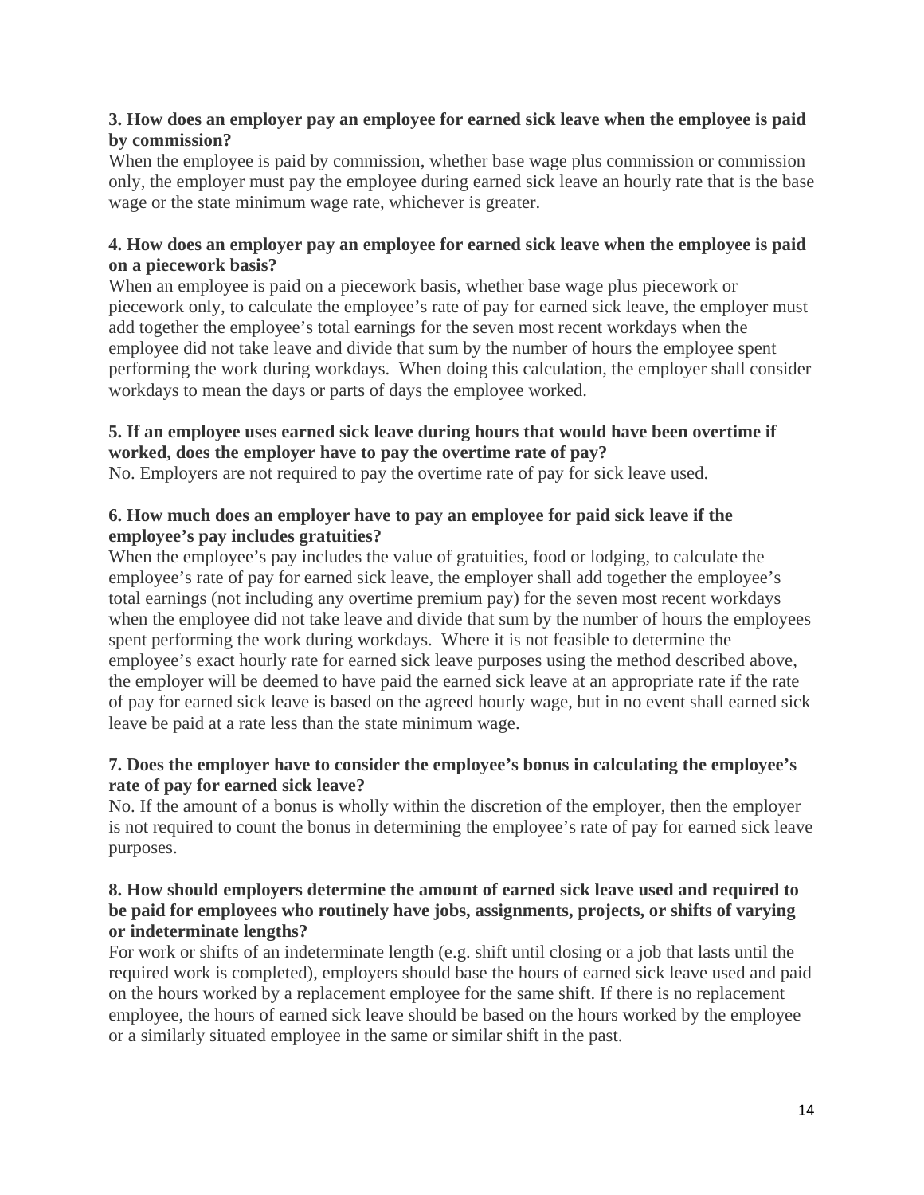**3. How does an employer pay an employee for earned sick leave when the employee is paid by commission?**

When the employee is paid by commission, whether base wage plus commission or commission only, the employer must pay the employee during earned sick leave an hourly rate that is the base wage or the state minimum wage rate, whichever is greater.

**4. How does an employer pay an employee for earned sick leave when the employee is paid on a piecework basis?**

When an employee is paid on a piecework basis, whether base wage plus piecework or piecework only, to calculate the employee's rate of pay for earned sick leave, the employer must add together the employee's total earnings for the seven most recent workdays when the employee did not take leave and divide that sum by the number of hours the employee spent performing the work during workdays. When doing this calculation, the employer shall consider workdays to mean the days or parts of days the employee worked.

**5. If an employee uses earned sick leave during hours that would have been overtime if worked, does the employer have to pay the overtime rate of pay?**

No. Employers are not required to pay the overtime rate of pay for sick leave used.

**6. How much does an employer have to pay an employee for paid sick leave if the employee's pay includes gratuities?**

When the employee's pay includes the value of gratuities, food or lodging, to calculate the employee's rate of pay for earned sick leave, the employer shall add together the employee's total earnings (not including any overtime premium pay) for the seven most recent workdays when the employee did not take leave and divide that sum by the number of hours the employees spent performing the work during workdays. Where it is not feasible to determine the employee's exact hourly rate for earned sick leave purposes using the method described above, the employer will be deemed to have paid the earned sick leave at an appropriate rate if the rate of pay for earned sick leave is based on the agreed hourly wage, but in no event shall earned sick leave be paid at a rate less than the state minimum wage.

**7. Does the employer have to consider the employee's bonus in calculating the employee's rate of pay for earned sick leave?**

No. If the amount of a bonus is wholly within the discretion of the employer, then the employer is not required to count the bonus in determining the employee's rate of pay for earned sick leave purposes.

**8. How should employers determine the amount of earned sick leave used and required to be paid for employees who routinely have jobs, assignments, projects, or shifts of varying or indeterminate lengths?**

For work or shifts of an indeterminate length (e.g. shift until closing or a job that lasts until the required work is completed), employers should base the hours of earned sick leave used and paid on the hours worked by a replacement employee for the same shift. If there is no replacement employee, the hours of earned sick leave should be based on the hours worked by the employee or a similarly situated employee in the same or similar shift in the past.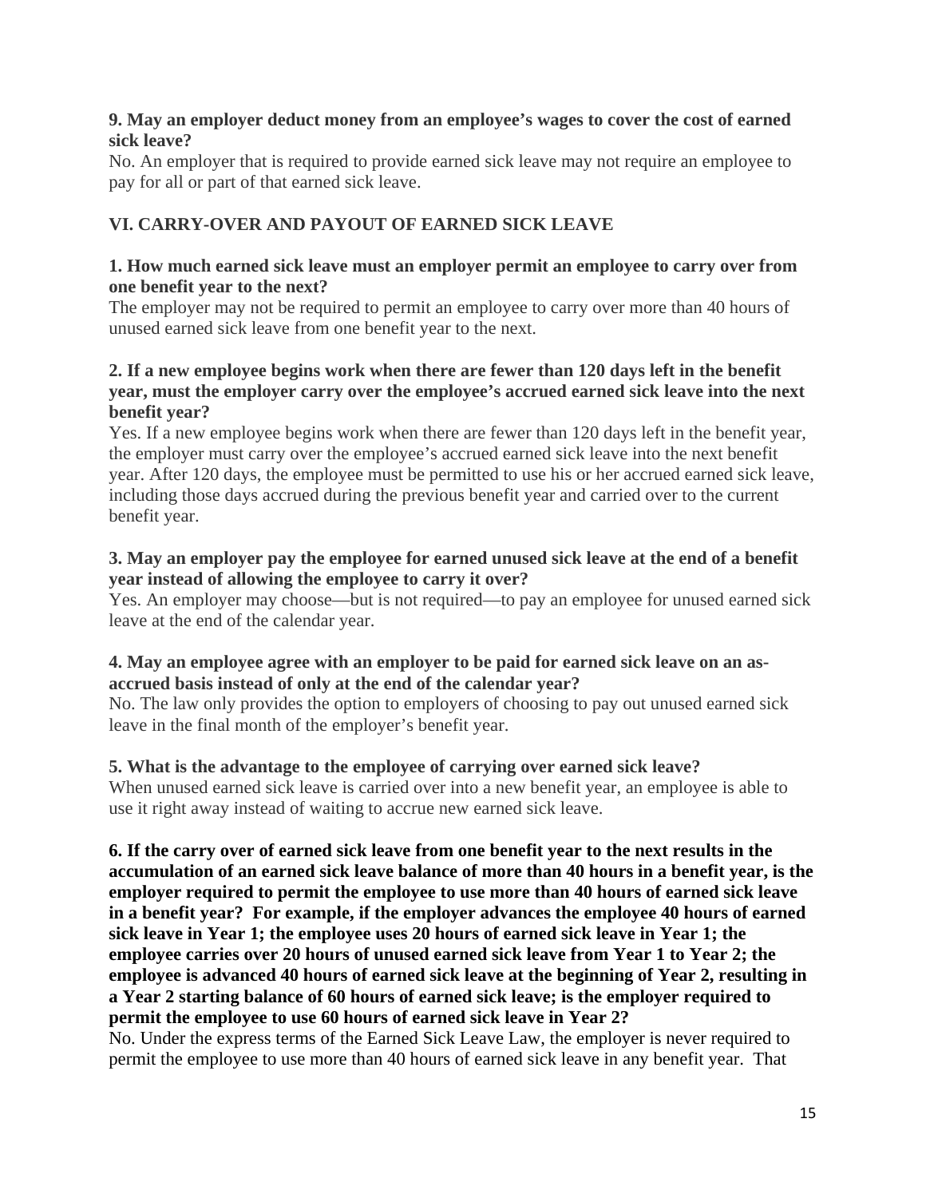**9. May an employer deduct money from an employee's wages to cover the cost of earned sick leave?**

No. An employer that is required to provide earned sick leave may not require an employee to pay for all or part of that earned sick leave.

## VI. CARRY-OVER AND PAYOUT OF EARNED SICK LEAVE

**1. How much earned sick leave must an employer permit an employee to carry over from one benefit year to the next?**

The employer may not be required to permit an employee to carry over more than 40 hours of unused earned sick leave from one benefit year to the next.

**2. If a new employee begins work when there are fewer than 120 days left in the benefit year, must the employer carry over the employee's accrued earned sick leave into the next benefit year?**

Yes. If a new employee begins work when there are fewer than 120 days left in the benefit year, the employer must carry over the employee's accrued earned sick leave into the next benefit year. After 120 days, the employee must be permitted to use his or her accrued earned sick leave, including those days accrued during the previous benefit year and carried over to the current benefit year.

**3. May an employer pay the employee for earned unused sick leave at the end of a benefit year instead of allowing the employee to carry it over?**

Yes. An employer may choose—but is not required—to pay an employee for unused earned sick leave at the end of the calendar year.

**4. May an employee agree with an employer to be paid for earned sick leave on an as-accrued basis instead of only at the end of the calendar year?**

No. The law only provides the option to employers of choosing to pay out unused earned sick leave in the final month of the employer's benefit year.

**5. What is the advantage to the employee of carrying over earned sick leave?**

When unused earned sick leave is carried over into a new benefit year, an employee is able to use it right away instead of waiting to accrue new earned sick leave.

**6. If the carry over of earned sick leave from one benefit year to the next results in the accumulation of an earned sick leave balance of more than 40 hours in a benefit year, is the employer required to permit the employee to use more than 40 hours of earned sick leave in a benefit year? For example, if the employer advances the employee 40 hours of earned sick leave in Year 1; the employee uses 20 hours of earned sick leave in Year 1; the employee carries over 20 hours of unused earned sick leave from Year 1 to Year 2; the employee is advanced 40 hours of earned sick leave at the beginning of Year 2, resulting in a Year 2 starting balance of 60 hours of earned sick leave; is the employer required to permit the employee to use 60 hours of earned sick leave in Year 2?**

No. Under the express terms of the Earned Sick Leave Law, the employer is never required to permit the employee to use more than 40 hours of earned sick leave in any benefit year. That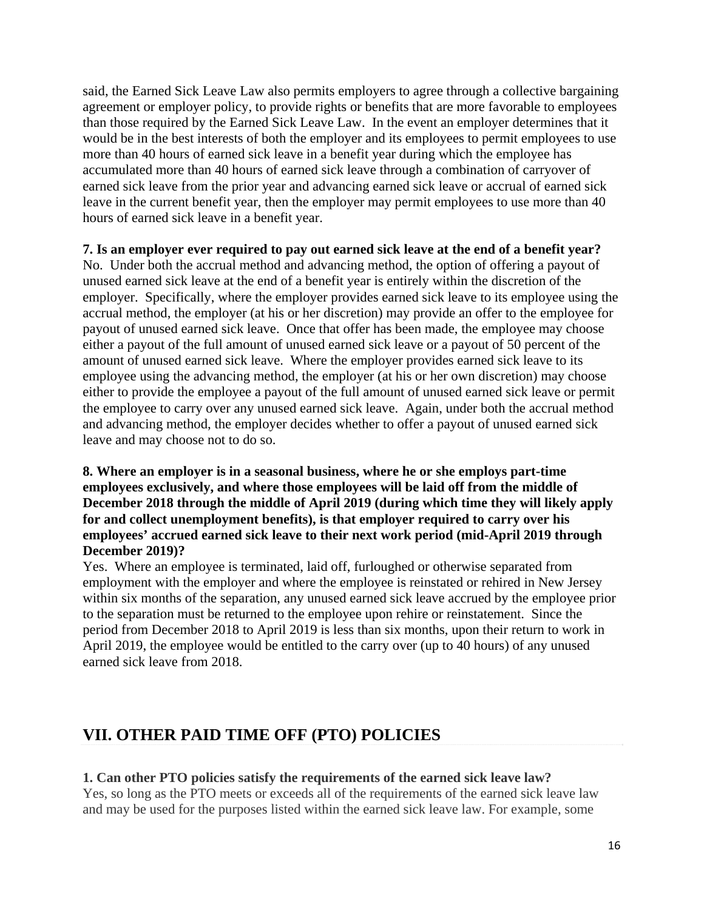said, the Earned Sick Leave Law also permits employers to agree through a collective bargaining agreement or employer policy, to provide rights or benefits that are more favorable to employees than those required by the Earned Sick Leave Law. In the event an employer determines that it would be in the best interests of both the employer and its employees to permit employees to use more than 40 hours of earned sick leave in a benefit year during which the employee has accumulated more than 40 hours of earned sick leave through a combination of carryover of earned sick leave from the prior year and advancing earned sick leave or accrual of earned sick leave in the current benefit year, then the employer may permit employees to use more than 40 hours of earned sick leave in a benefit year.

**7. Is an employer ever required to pay out earned sick leave at the end of a benefit year?**
No. Under both the accrual method and advancing method, the option of offering a payout of unused earned sick leave at the end of a benefit year is entirely within the discretion of the employer. Specifically, where the employer provides earned sick leave to its employee using the accrual method, the employer (at his or her discretion) may provide an offer to the employee for payout of unused earned sick leave. Once that offer has been made, the employee may choose either a payout of the full amount of unused earned sick leave or a payout of 50 percent of the amount of unused earned sick leave. Where the employer provides earned sick leave to its employee using the advancing method, the employer (at his or her own discretion) may choose either to provide the employee a payout of the full amount of unused earned sick leave or permit the employee to carry over any unused earned sick leave. Again, under both the accrual method and advancing method, the employer decides whether to offer a payout of unused earned sick leave and may choose not to do so.

**8. Where an employer is in a seasonal business, where he or she employs part-time employees exclusively, and where those employees will be laid off from the middle of December 2018 through the middle of April 2019 (during which time they will likely apply for and collect unemployment benefits), is that employer required to carry over his employees' accrued earned sick leave to their next work period (mid-April 2019 through December 2019)?**
Yes. Where an employee is terminated, laid off, furloughed or otherwise separated from employment with the employer and where the employee is reinstated or rehired in New Jersey within six months of the separation, any unused earned sick leave accrued by the employee prior to the separation must be returned to the employee upon rehire or reinstatement. Since the period from December 2018 to April 2019 is less than six months, upon their return to work in April 2019, the employee would be entitled to the carry over (up to 40 hours) of any unused earned sick leave from 2018.

## VII. OTHER PAID TIME OFF (PTO) POLICIES

**1. Can other PTO policies satisfy the requirements of the earned sick leave law?**
Yes, so long as the PTO meets or exceeds all of the requirements of the earned sick leave law and may be used for the purposes listed within the earned sick leave law. For example, some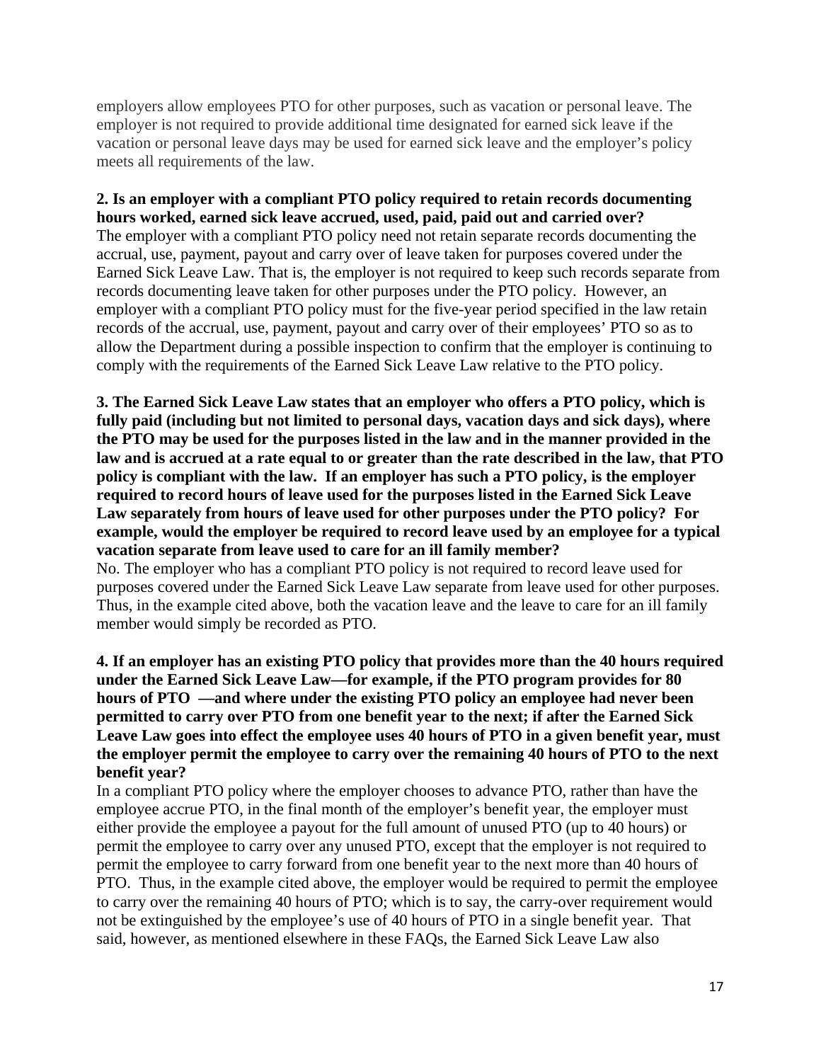employers allow employees PTO for other purposes, such as vacation or personal leave. The employer is not required to provide additional time designated for earned sick leave if the vacation or personal leave days may be used for earned sick leave and the employer's policy meets all requirements of the law.

**2. Is an employer with a compliant PTO policy required to retain records documenting hours worked, earned sick leave accrued, used, paid, paid out and carried over?**

The employer with a compliant PTO policy need not retain separate records documenting the accrual, use, payment, payout and carry over of leave taken for purposes covered under the Earned Sick Leave Law. That is, the employer is not required to keep such records separate from records documenting leave taken for other purposes under the PTO policy. However, an employer with a compliant PTO policy must for the five-year period specified in the law retain records of the accrual, use, payment, payout and carry over of their employees' PTO so as to allow the Department during a possible inspection to confirm that the employer is continuing to comply with the requirements of the Earned Sick Leave Law relative to the PTO policy.

**3. The Earned Sick Leave Law states that an employer who offers a PTO policy, which is fully paid (including but not limited to personal days, vacation days and sick days), where the PTO may be used for the purposes listed in the law and in the manner provided in the law and is accrued at a rate equal to or greater than the rate described in the law, that PTO policy is compliant with the law. If an employer has such a PTO policy, is the employer required to record hours of leave used for the purposes listed in the Earned Sick Leave Law separately from hours of leave used for other purposes under the PTO policy? For example, would the employer be required to record leave used by an employee for a typical vacation separate from leave used to care for an ill family member?**

No. The employer who has a compliant PTO policy is not required to record leave used for purposes covered under the Earned Sick Leave Law separate from leave used for other purposes. Thus, in the example cited above, both the vacation leave and the leave to care for an ill family member would simply be recorded as PTO.

**4. If an employer has an existing PTO policy that provides more than the 40 hours required under the Earned Sick Leave Law—for example, if the PTO program provides for 80 hours of PTO —and where under the existing PTO policy an employee had never been permitted to carry over PTO from one benefit year to the next; if after the Earned Sick Leave Law goes into effect the employee uses 40 hours of PTO in a given benefit year, must the employer permit the employee to carry over the remaining 40 hours of PTO to the next benefit year?**

In a compliant PTO policy where the employer chooses to advance PTO, rather than have the employee accrue PTO, in the final month of the employer's benefit year, the employer must either provide the employee a payout for the full amount of unused PTO (up to 40 hours) or permit the employee to carry over any unused PTO, except that the employer is not required to permit the employee to carry forward from one benefit year to the next more than 40 hours of PTO. Thus, in the example cited above, the employer would be required to permit the employee to carry over the remaining 40 hours of PTO; which is to say, the carry-over requirement would not be extinguished by the employee's use of 40 hours of PTO in a single benefit year. That said, however, as mentioned elsewhere in these FAQs, the Earned Sick Leave Law also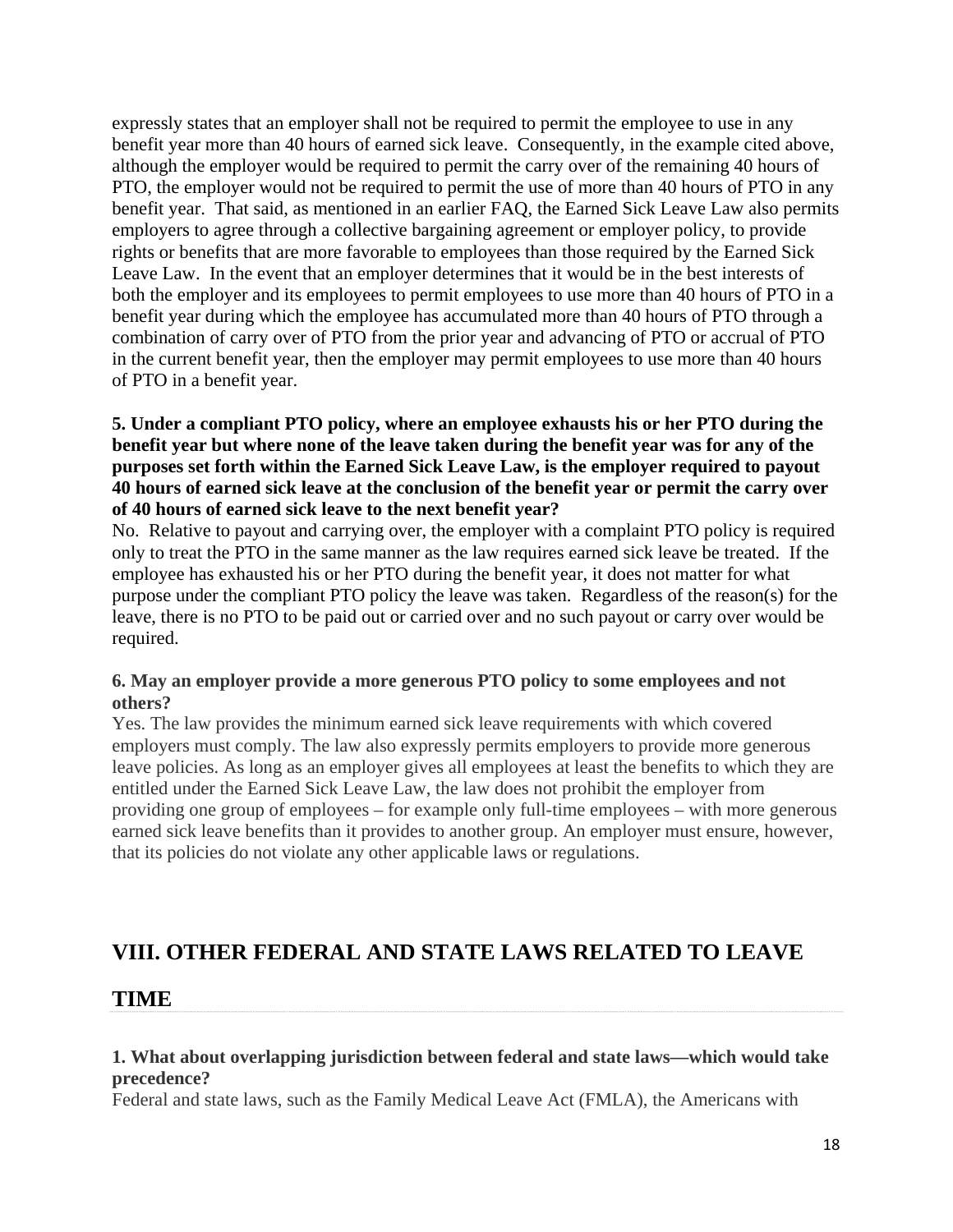expressly states that an employer shall not be required to permit the employee to use in any benefit year more than 40 hours of earned sick leave. Consequently, in the example cited above, although the employer would be required to permit the carry over of the remaining 40 hours of PTO, the employer would not be required to permit the use of more than 40 hours of PTO in any benefit year. That said, as mentioned in an earlier FAQ, the Earned Sick Leave Law also permits employers to agree through a collective bargaining agreement or employer policy, to provide rights or benefits that are more favorable to employees than those required by the Earned Sick Leave Law. In the event that an employer determines that it would be in the best interests of both the employer and its employees to permit employees to use more than 40 hours of PTO in a benefit year during which the employee has accumulated more than 40 hours of PTO through a combination of carry over of PTO from the prior year and advancing of PTO or accrual of PTO in the current benefit year, then the employer may permit employees to use more than 40 hours of PTO in a benefit year.

**5. Under a compliant PTO policy, where an employee exhausts his or her PTO during the benefit year but where none of the leave taken during the benefit year was for any of the purposes set forth within the Earned Sick Leave Law, is the employer required to payout 40 hours of earned sick leave at the conclusion of the benefit year or permit the carry over of 40 hours of earned sick leave to the next benefit year?**

No. Relative to payout and carrying over, the employer with a complaint PTO policy is required only to treat the PTO in the same manner as the law requires earned sick leave be treated. If the employee has exhausted his or her PTO during the benefit year, it does not matter for what purpose under the compliant PTO policy the leave was taken. Regardless of the reason(s) for the leave, there is no PTO to be paid out or carried over and no such payout or carry over would be required.

**6. May an employer provide a more generous PTO policy to some employees and not others?**

Yes. The law provides the minimum earned sick leave requirements with which covered employers must comply. The law also expressly permits employers to provide more generous leave policies. As long as an employer gives all employees at least the benefits to which they are entitled under the Earned Sick Leave Law, the law does not prohibit the employer from providing one group of employees – for example only full-time employees – with more generous earned sick leave benefits than it provides to another group. An employer must ensure, however, that its policies do not violate any other applicable laws or regulations.

## VIII. OTHER FEDERAL AND STATE LAWS RELATED TO LEAVE TIME

**1. What about overlapping jurisdiction between federal and state laws—which would take precedence?**

Federal and state laws, such as the Family Medical Leave Act (FMLA), the Americans with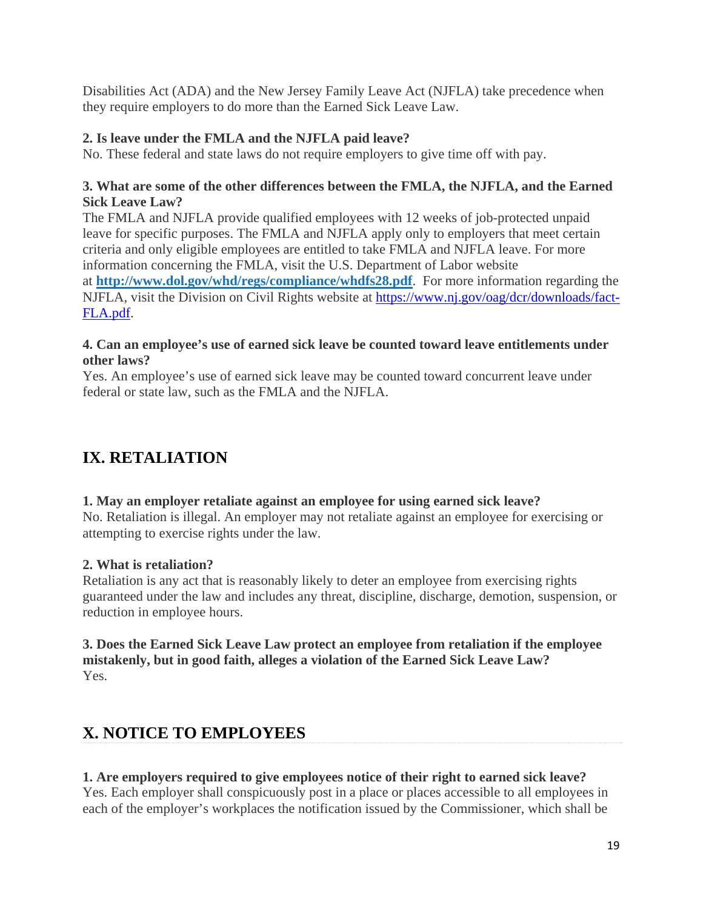Disabilities Act (ADA) and the New Jersey Family Leave Act (NJFLA) take precedence when they require employers to do more than the Earned Sick Leave Law.

**2. Is leave under the FMLA and the NJFLA paid leave?**
No. These federal and state laws do not require employers to give time off with pay.

**3. What are some of the other differences between the FMLA, the NJFLA, and the Earned Sick Leave Law?**
The FMLA and NJFLA provide qualified employees with 12 weeks of job-protected unpaid leave for specific purposes. The FMLA and NJFLA apply only to employers that meet certain criteria and only eligible employees are entitled to take FMLA and NJFLA leave. For more information concerning the FMLA, visit the U.S. Department of Labor website at **http://www.dol.gov/whd/regs/compliance/whdfs28.pdf**. For more information regarding the NJFLA, visit the Division on Civil Rights website at https://www.nj.gov/oag/dcr/downloads/fact-FLA.pdf.

**4. Can an employee's use of earned sick leave be counted toward leave entitlements under other laws?**
Yes. An employee's use of earned sick leave may be counted toward concurrent leave under federal or state law, such as the FMLA and the NJFLA.

## IX. RETALIATION

**1. May an employer retaliate against an employee for using earned sick leave?**
No. Retaliation is illegal. An employer may not retaliate against an employee for exercising or attempting to exercise rights under the law.

**2. What is retaliation?**
Retaliation is any act that is reasonably likely to deter an employee from exercising rights guaranteed under the law and includes any threat, discipline, discharge, demotion, suspension, or reduction in employee hours.

**3. Does the Earned Sick Leave Law protect an employee from retaliation if the employee mistakenly, but in good faith, alleges a violation of the Earned Sick Leave Law?**
Yes.

## X. NOTICE TO EMPLOYEES

**1. Are employers required to give employees notice of their right to earned sick leave?**
Yes. Each employer shall conspicuously post in a place or places accessible to all employees in each of the employer's workplaces the notification issued by the Commissioner, which shall be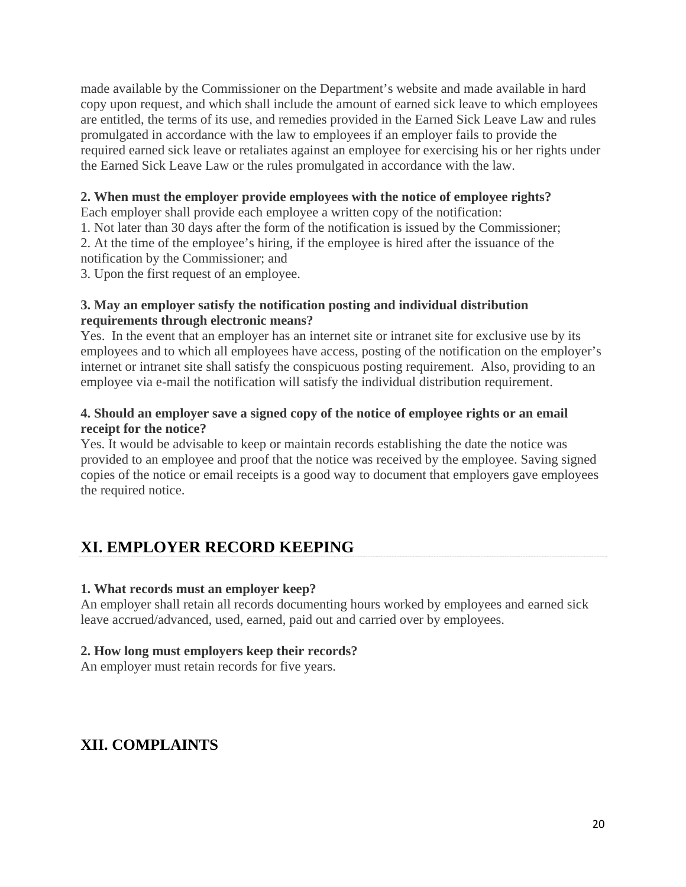made available by the Commissioner on the Department's website and made available in hard copy upon request, and which shall include the amount of earned sick leave to which employees are entitled, the terms of its use, and remedies provided in the Earned Sick Leave Law and rules promulgated in accordance with the law to employees if an employer fails to provide the required earned sick leave or retaliates against an employee for exercising his or her rights under the Earned Sick Leave Law or the rules promulgated in accordance with the law.

**2. When must the employer provide employees with the notice of employee rights?**
Each employer shall provide each employee a written copy of the notification:
1. Not later than 30 days after the form of the notification is issued by the Commissioner;
2. At the time of the employee's hiring, if the employee is hired after the issuance of the notification by the Commissioner; and
3. Upon the first request of an employee.

**3. May an employer satisfy the notification posting and individual distribution requirements through electronic means?**
Yes. In the event that an employer has an internet site or intranet site for exclusive use by its employees and to which all employees have access, posting of the notification on the employer's internet or intranet site shall satisfy the conspicuous posting requirement. Also, providing to an employee via e-mail the notification will satisfy the individual distribution requirement.

**4. Should an employer save a signed copy of the notice of employee rights or an email receipt for the notice?**
Yes. It would be advisable to keep or maintain records establishing the date the notice was provided to an employee and proof that the notice was received by the employee. Saving signed copies of the notice or email receipts is a good way to document that employers gave employees the required notice.

## XI. EMPLOYER RECORD KEEPING

**1. What records must an employer keep?**
An employer shall retain all records documenting hours worked by employees and earned sick leave accrued/advanced, used, earned, paid out and carried over by employees.

**2. How long must employers keep their records?**
An employer must retain records for five years.

## XII. COMPLAINTS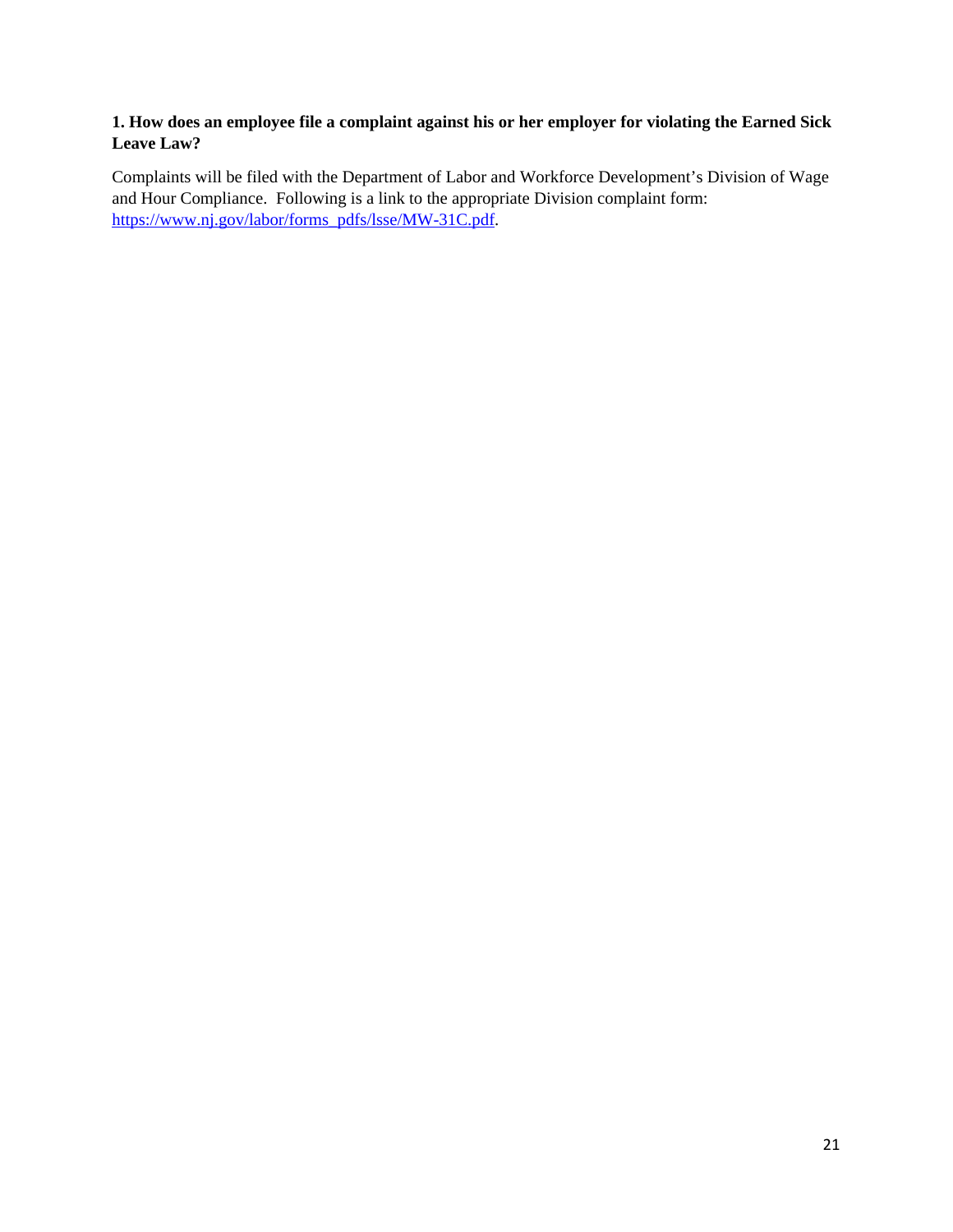**1. How does an employee file a complaint against his or her employer for violating the Earned Sick Leave Law?**

Complaints will be filed with the Department of Labor and Workforce Development's Division of Wage and Hour Compliance. Following is a link to the appropriate Division complaint form: [https://www.nj.gov/labor/forms_pdfs/lsse/MW-31C.pdf](https://www.nj.gov/labor/forms_pdfs/lsse/MW-31C.pdf).